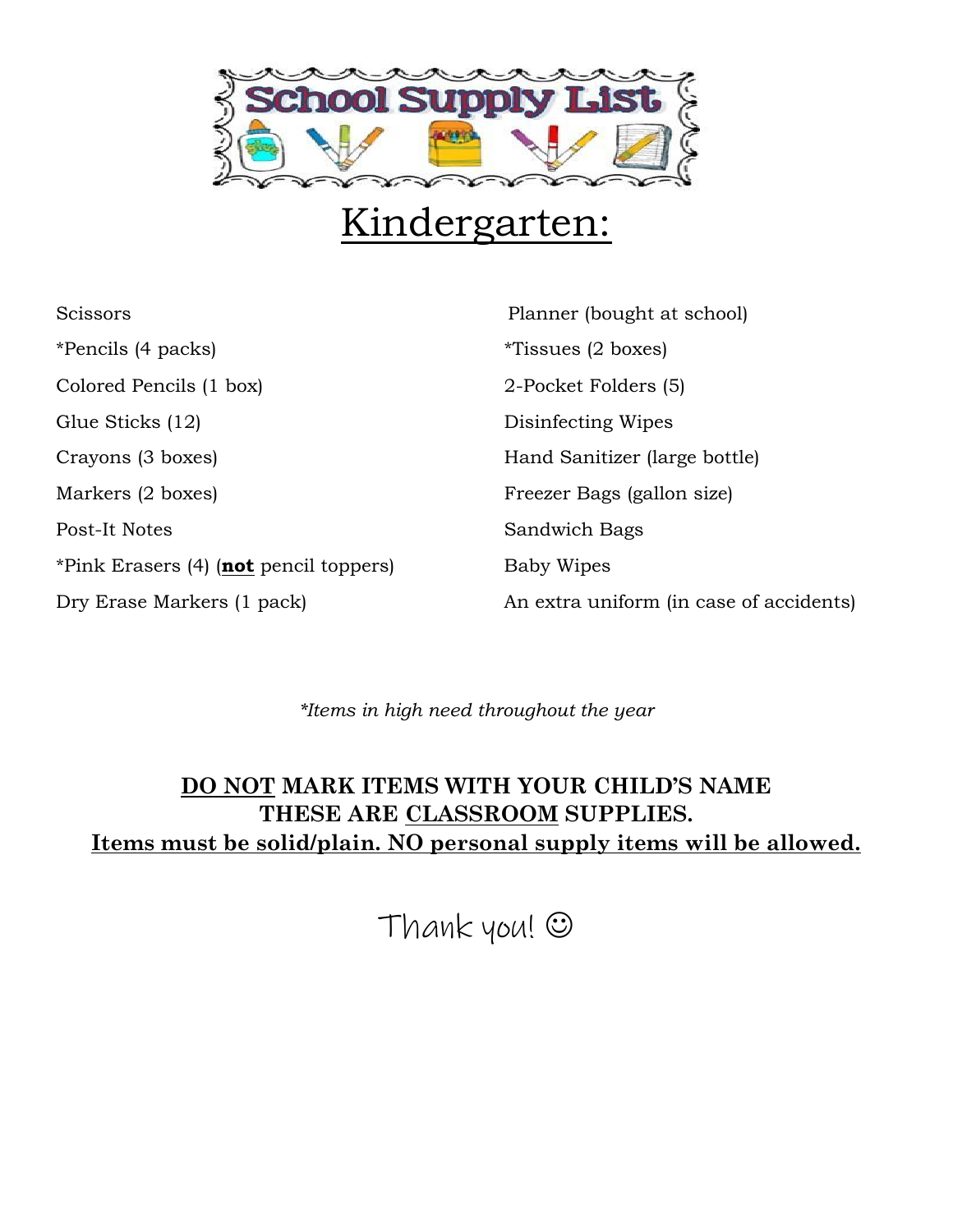# School Supply List

# Kindergarten:

- Scissors
- *Pencils (4 packs)
- Colored Pencils (1 box)
- Glue Sticks (12)
- Crayons (3 boxes)
- Markers (2 boxes)
- Post-It Notes
- *Pink Erasers (4) (**not** pencil toppers)
- Dry Erase Markers (1 pack)
- Planner (bought at school)
- *Tissues (2 boxes)
- 2-Pocket Folders (5)
- Disinfecting Wipes
- Hand Sanitizer (large bottle)
- Freezer Bags (gallon size)
- Sandwich Bags
- Baby Wipes
- An extra uniform (in case of accidents)

*\*Items in high need throughout the year*

**DO NOT MARK ITEMS WITH YOUR CHILD'S NAME**
**THESE ARE CLASSROOM SUPPLIES.**
**Items must be solid/plain. NO personal supply items will be allowed.**

Thank you! ☺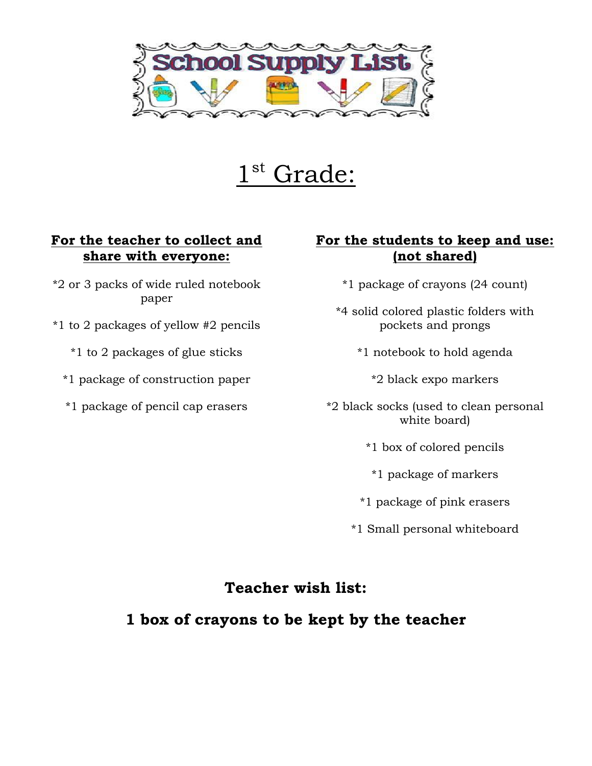# School Supply List

# 1st Grade:

**For the teacher to collect and share with everyone:**

*2 or 3 packs of wide ruled notebook paper

*1 to 2 packages of yellow #2 pencils

*1 to 2 packages of glue sticks

*1 package of construction paper

*1 package of pencil cap erasers

**For the students to keep and use: (not shared)**

*1 package of crayons (24 count)

*4 solid colored plastic folders with pockets and prongs

*1 notebook to hold agenda

*2 black expo markers

*2 black socks (used to clean personal white board)

*1 box of colored pencils

*1 package of markers

*1 package of pink erasers

*1 Small personal whiteboard

**Teacher wish list:**

**1 box of crayons to be kept by the teacher**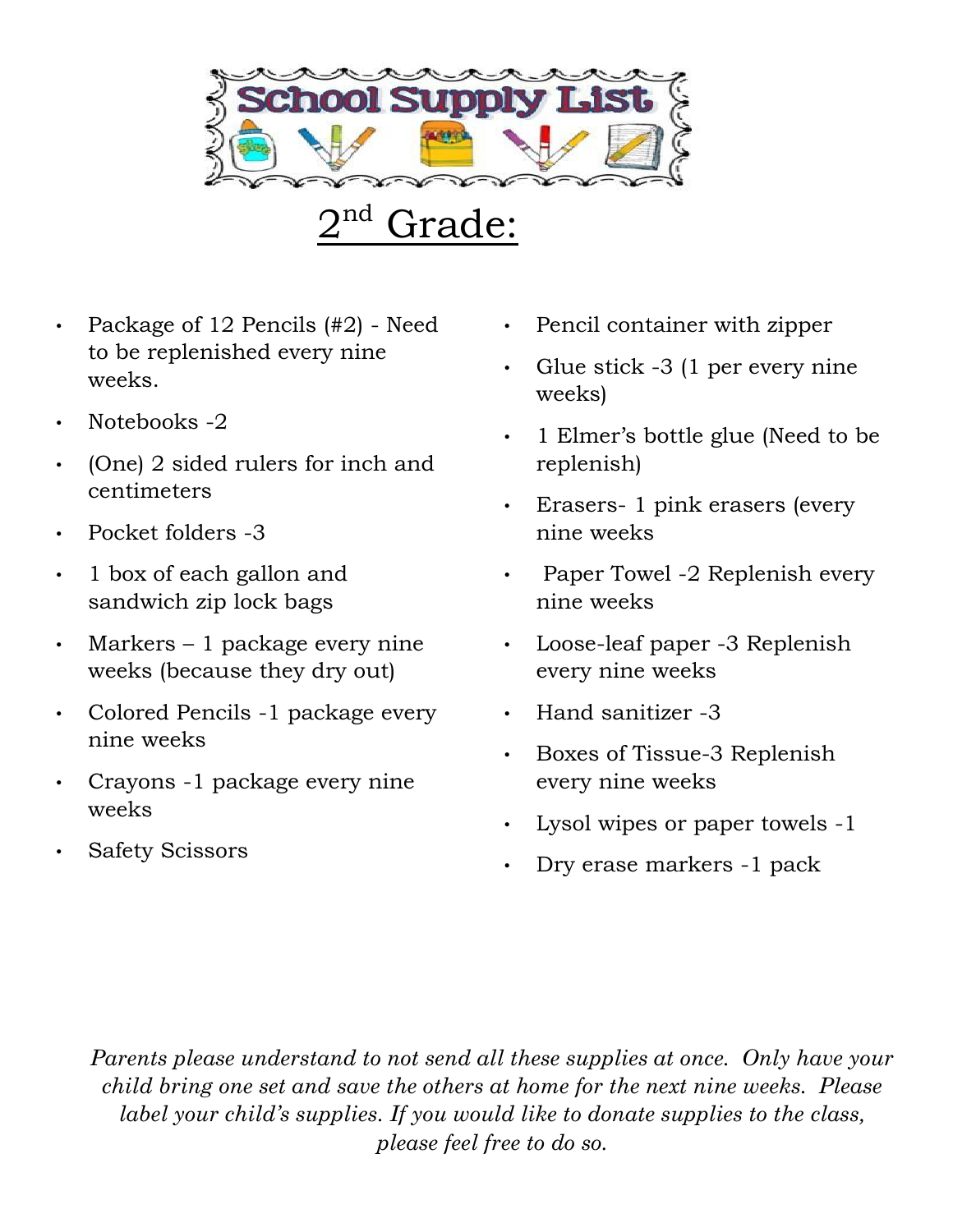# School Supply List

## 2nd Grade:

- Package of 12 Pencils (#2) - Need to be replenished every nine weeks.
- Notebooks -2
- (One) 2 sided rulers for inch and centimeters
- Pocket folders -3
- 1 box of each gallon and sandwich zip lock bags
- Markers – 1 package every nine weeks (because they dry out)
- Colored Pencils -1 package every nine weeks
- Crayons -1 package every nine weeks
- Safety Scissors
- Pencil container with zipper
- Glue stick -3 (1 per every nine weeks)
- 1 Elmer's bottle glue (Need to be replenish)
- Erasers- 1 pink erasers (every nine weeks
- Paper Towel -2 Replenish every nine weeks
- Loose-leaf paper -3 Replenish every nine weeks
- Hand sanitizer -3
- Boxes of Tissue-3 Replenish every nine weeks
- Lysol wipes or paper towels -1
- Dry erase markers -1 pack

*Parents please understand to not send all these supplies at once. Only have your child bring one set and save the others at home for the next nine weeks. Please label your child's supplies. If you would like to donate supplies to the class, please feel free to do so.*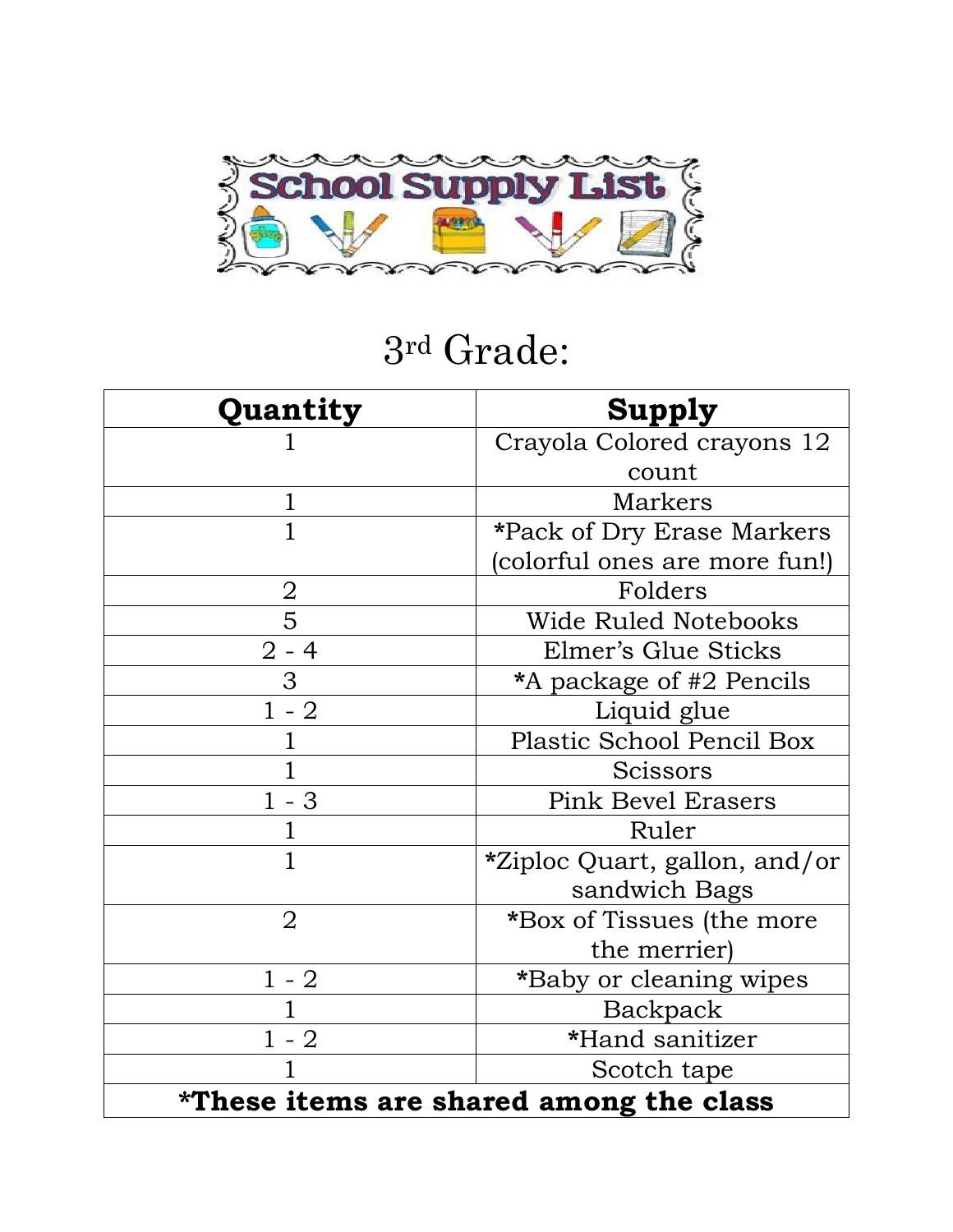# School Supply List

## 3rd Grade:

| Quantity | Supply |
|---|---|
| 1 | Crayola Colored crayons 12 count |
| 1 | Markers |
| 1 | *Pack of Dry Erase Markers (colorful ones are more fun!) |
| 2 | Folders |
| 5 | Wide Ruled Notebooks |
| 2 - 4 | Elmer's Glue Sticks |
| 3 | *A package of #2 Pencils |
| 1 - 2 | Liquid glue |
| 1 | Plastic School Pencil Box |
| 1 | Scissors |
| 1 - 3 | Pink Bevel Erasers |
| 1 | Ruler |
| 1 | *Ziploc Quart, gallon, and/or sandwich Bags |
| 2 | *Box of Tissues (the more the merrier) |
| 1 - 2 | *Baby or cleaning wipes |
| 1 | Backpack |
| 1 - 2 | *Hand sanitizer |
| 1 | Scotch tape |
| **\*These items are shared among the class** | |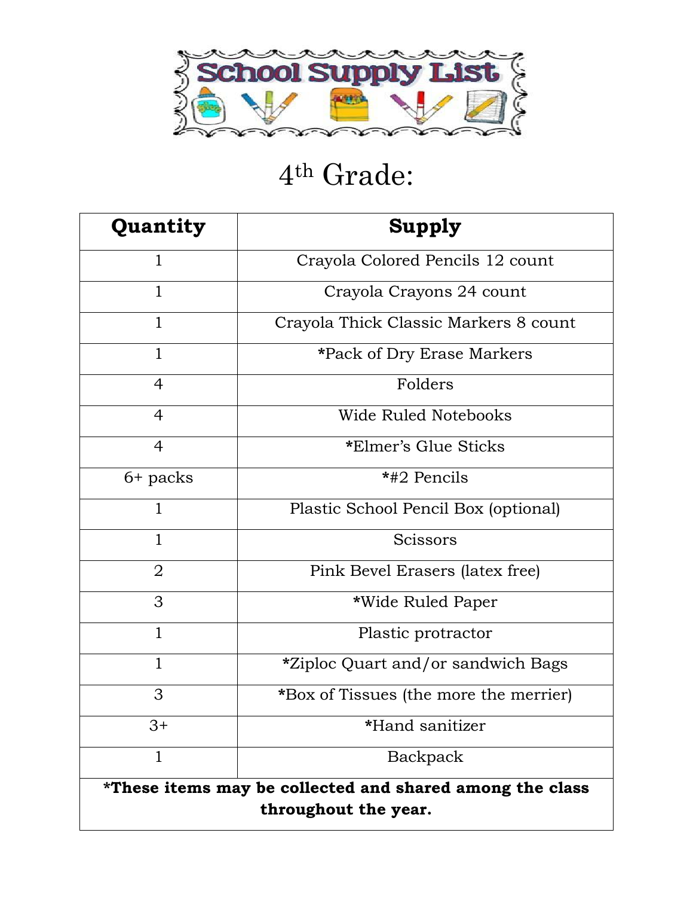# School Supply List

## 4th Grade:

| Quantity | Supply |
|---|---|
| 1 | Crayola Colored Pencils 12 count |
| 1 | Crayola Crayons 24 count |
| 1 | Crayola Thick Classic Markers 8 count |
| 1 | *Pack of Dry Erase Markers |
| 4 | Folders |
| 4 | Wide Ruled Notebooks |
| 4 | *Elmer's Glue Sticks |
| 6+ packs | *#2 Pencils |
| 1 | Plastic School Pencil Box (optional) |
| 1 | Scissors |
| 2 | Pink Bevel Erasers (latex free) |
| 3 | *Wide Ruled Paper |
| 1 | Plastic protractor |
| 1 | *Ziploc Quart and/or sandwich Bags |
| 3 | *Box of Tissues (the more the merrier) |
| 3+ | *Hand sanitizer |
| 1 | Backpack |
| **\*These items may be collected and shared among the class throughout the year.** | |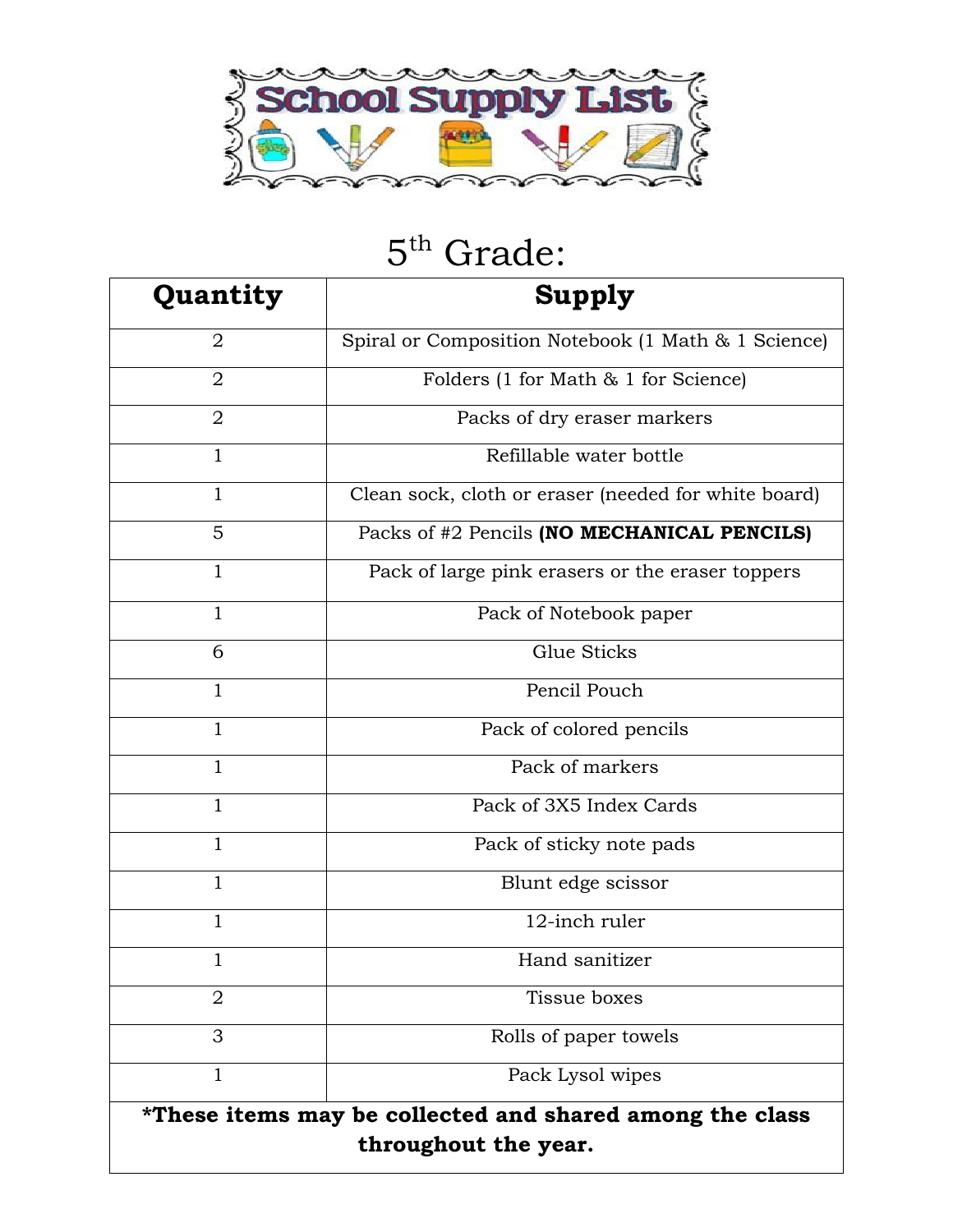# School Supply List

## 5th Grade:

| Quantity | Supply |
|---|---|
| 2 | Spiral or Composition Notebook (1 Math & 1 Science) |
| 2 | Folders (1 for Math & 1 for Science) |
| 2 | Packs of dry eraser markers |
| 1 | Refillable water bottle |
| 1 | Clean sock, cloth or eraser (needed for white board) |
| 5 | Packs of #2 Pencils **(NO MECHANICAL PENCILS)** |
| 1 | Pack of large pink erasers or the eraser toppers |
| 1 | Pack of Notebook paper |
| 6 | Glue Sticks |
| 1 | Pencil Pouch |
| 1 | Pack of colored pencils |
| 1 | Pack of markers |
| 1 | Pack of 3X5 Index Cards |
| 1 | Pack of sticky note pads |
| 1 | Blunt edge scissor |
| 1 | 12-inch ruler |
| 1 | Hand sanitizer |
| 2 | Tissue boxes |
| 3 | Rolls of paper towels |
| 1 | Pack Lysol wipes |

**\*These items may be collected and shared among the class throughout the year.**